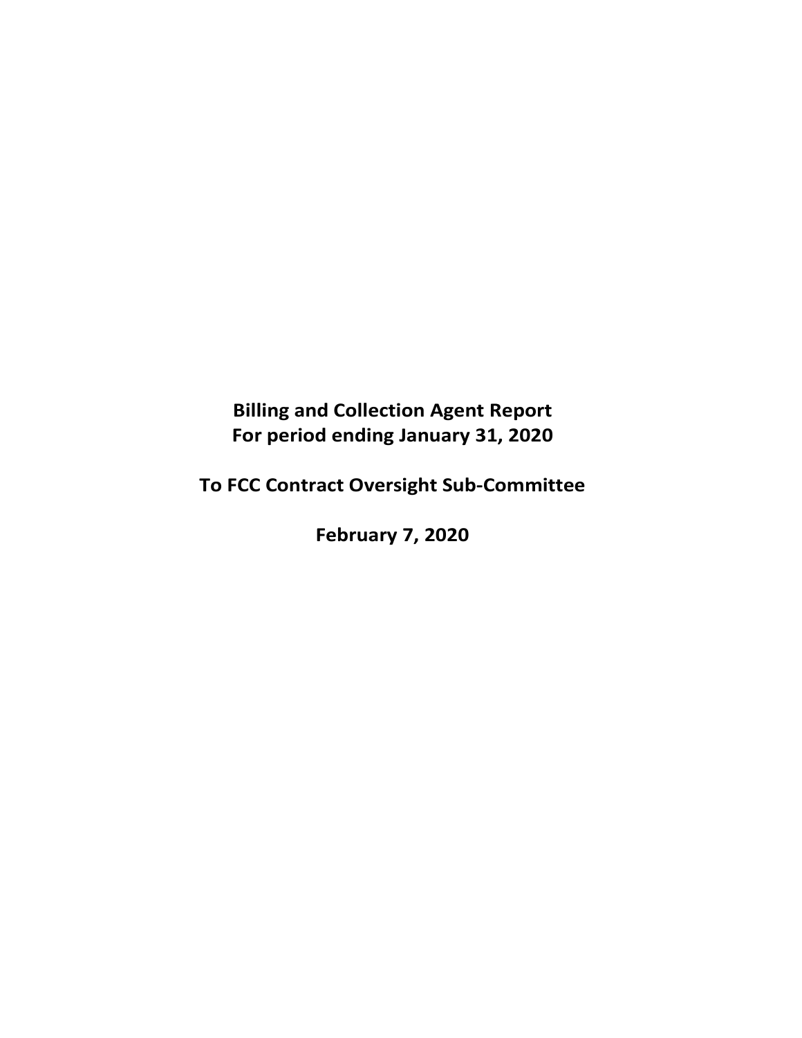# Billing and Collection Agent Report
# For period ending January 31, 2020

## To FCC Contract Oversight Sub-Committee

## February 7, 2020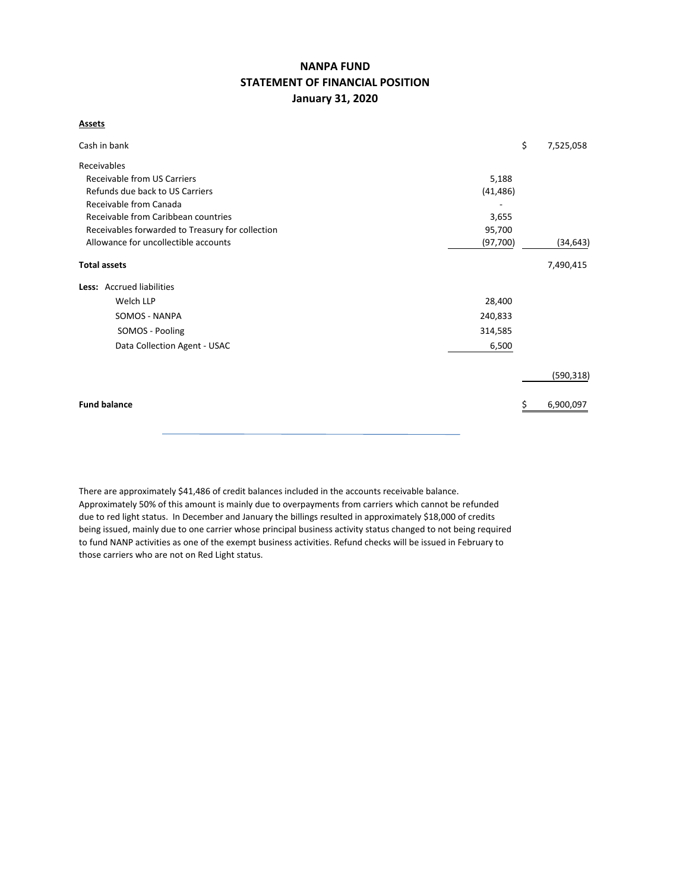# NANPA FUND
## STATEMENT OF FINANCIAL POSITION
### January 31, 2020

**Assets**

| | | |
|---|---|---|
| Cash in bank | | $ 7,525,058 |
| Receivables | | |
| Receivable from US Carriers | 5,188 | |
| Refunds due back to US Carriers | (41,486) | |
| Receivable from Canada | - | |
| Receivable from Caribbean countries | 3,655 | |
| Receivables forwarded to Treasury for collection | 95,700 | |
| Allowance for uncollectible accounts | (97,700) | (34,643) |
| **Total assets** | | 7,490,415 |
| **Less:** Accrued liabilities | | |
| Welch LLP | 28,400 | |
| SOMOS - NANPA | 240,833 | |
| SOMOS - Pooling | 314,585 | |
| Data Collection Agent - USAC | 6,500 | |
| | | (590,318) |
| **Fund balance** | | $ 6,900,097 |

There are approximately $41,486 of credit balances included in the accounts receivable balance. Approximately 50% of this amount is mainly due to overpayments from carriers which cannot be refunded due to red light status. In December and January the billings resulted in approximately $18,000 of credits being issued, mainly due to one carrier whose principal business activity status changed to not being required to fund NANP activities as one of the exempt business activities. Refund checks will be issued in February to those carriers who are not on Red Light status.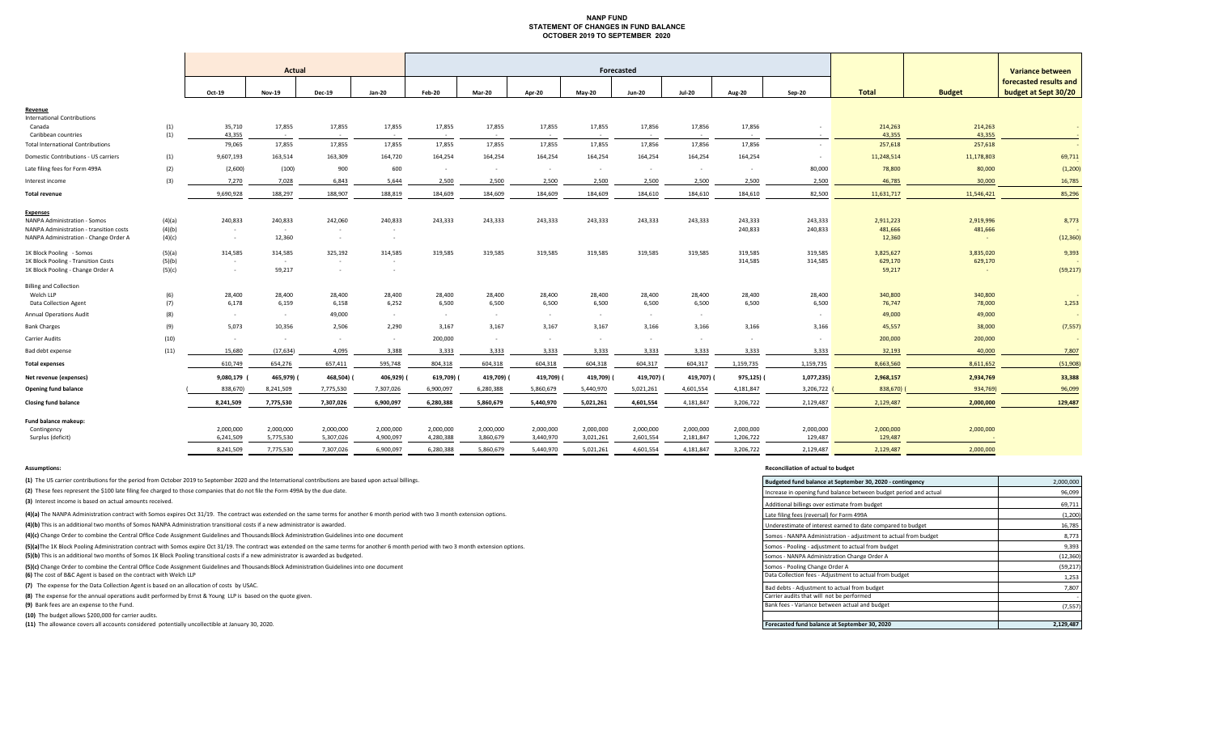# NANP FUND
## STATEMENT OF CHANGES IN FUND BALANCE
## OCTOBER 2019 TO SEPTEMBER 2020

| | | Actual | | | | Forecasted | | | | | | | | | | Variance between forecasted results and budget at Sept 30/20 |
|---|---|---|---|---|---|---|---|---|---|---|---|---|---|---|---|---|
| | | Oct-19 | Nov-19 | Dec-19 | Jan-20 | Feb-20 | Mar-20 | Apr-20 | May-20 | Jun-20 | Jul-20 | Aug-20 | Sep-20 | Total | Budget | |
| **Revenue** | | | | | | | | | | | | | | | | |
| International Contributions | | | | | | | | | | | | | | | | |
| Canada | (1) | 35,710 | 17,855 | 17,855 | 17,855 | 17,855 | 17,855 | 17,855 | 17,855 | 17,856 | 17,856 | 17,856 | - | 214,263 | 214,263 | - |
| Caribbean countries | (1) | 43,355 | - | - | - | - | - | - | - | - | - | - | - | 43,355 | 43,355 | - |
| Total International Contributions | | 79,065 | 17,855 | 17,855 | 17,855 | 17,855 | 17,855 | 17,855 | 17,855 | 17,856 | 17,856 | 17,856 | - | 257,618 | 257,618 | - |
| Domestic Contributions - US carriers | (1) | 9,607,193 | 163,514 | 163,309 | 164,720 | 164,254 | 164,254 | 164,254 | 164,254 | 164,254 | 164,254 | 164,254 | - | 11,248,514 | 11,178,803 | 69,711 |
| Late filing fees for Form 499A | (2) | (2,600) | (100) | 900 | 600 | - | - | - | - | - | - | - | 80,000 | 78,800 | 80,000 | (1,200) |
| Interest income | (3) | 7,270 | 7,028 | 6,843 | 5,644 | 2,500 | 2,500 | 2,500 | 2,500 | 2,500 | 2,500 | 2,500 | 2,500 | 46,785 | 30,000 | 16,785 |
| **Total revenue** | | 9,690,928 | 188,297 | 188,907 | 188,819 | 184,609 | 184,609 | 184,609 | 184,609 | 184,610 | 184,610 | 184,610 | 82,500 | 11,631,717 | 11,546,421 | 85,296 |
| **Expenses** | | | | | | | | | | | | | | | | |
| NANPA Administration - Somos | (4)(a) | 240,833 | 240,833 | 242,060 | 240,833 | 243,333 | 243,333 | 243,333 | 243,333 | 243,333 | 243,333 | 243,333 | 243,333 | 2,911,223 | 2,919,996 | 8,773 |
| NANPA Administration - transition costs | (4)(b) | - | - | - | - | | | | | | | 240,833 | 240,833 | 481,666 | 481,666 | - |
| NANPA Administration - Change Order A | (4)(c) | - | 12,360 | - | - | | | | | | | | | 12,360 | - | (12,360) |
| 1K Block Pooling - Somos | (5)(a) | 314,585 | 314,585 | 325,192 | 314,585 | 319,585 | 319,585 | 319,585 | 319,585 | 319,585 | 319,585 | 319,585 | 319,585 | 3,825,627 | 3,835,020 | 9,393 |
| 1K Block Pooling - Transition Costs | (5)(b) | - | - | - | - | | | | | | | 314,585 | 314,585 | 629,170 | 629,170 | - |
| 1K Block Pooling - Change Order A | (5)(c) | - | 59,217 | - | - | | | | | | | | | 59,217 | - | (59,217) |
| Billing and Collection | | | | | | | | | | | | | | | | |
| Welch LLP | (6) | 28,400 | 28,400 | 28,400 | 28,400 | 28,400 | 28,400 | 28,400 | 28,400 | 28,400 | 28,400 | 28,400 | 28,400 | 340,800 | 340,800 | - |
| Data Collection Agent | (7) | 6,178 | 6,159 | 6,158 | 6,252 | 6,500 | 6,500 | 6,500 | 6,500 | 6,500 | 6,500 | 6,500 | 6,500 | 76,747 | 78,000 | 1,253 |
| Annual Operations Audit | (8) | - | - | 49,000 | - | - | - | - | - | - | - | - | - | 49,000 | 49,000 | - |
| Bank Charges | (9) | 5,073 | 10,356 | 2,506 | 2,290 | 3,167 | 3,167 | 3,167 | 3,167 | 3,166 | 3,166 | 3,166 | 3,166 | 45,557 | 38,000 | (7,557) |
| Carrier Audits | (10) | - | - | - | - | 200,000 | - | - | - | - | - | - | - | 200,000 | 200,000 | - |
| Bad debt expense | (11) | 15,680 | (17,634) | 4,095 | 3,388 | 3,333 | 3,333 | 3,333 | 3,333 | 3,333 | 3,333 | 3,333 | 3,333 | 32,193 | 40,000 | 7,807 |
| **Total expenses** | | 610,749 | 654,276 | 657,411 | 595,748 | 804,318 | 604,318 | 604,318 | 604,318 | 604,317 | 604,317 | 1,159,735 | 1,159,735 | 8,663,560 | 8,611,652 | (51,908) |
| **Net revenue (expenses)** | | 9,080,179 | (465,979) | (468,504) | (406,929) | (619,709) | (419,709) | (419,709) | (419,709) | (419,707) | (419,707) | (975,125) | (1,077,235) | 2,968,157 | 2,934,769 | 33,388 |
| **Opening fund balance** | | (838,670) | 8,241,509 | 7,775,530 | 7,307,026 | 6,900,097 | 6,280,388 | 5,860,679 | 5,440,970 | 5,021,261 | 4,601,554 | 4,181,847 | 3,206,722 | (838,670) | (934,769) | 96,099 |
| **Closing fund balance** | | 8,241,509 | 7,775,530 | 7,307,026 | 6,900,097 | 6,280,388 | 5,860,679 | 5,440,970 | 5,021,261 | 4,601,554 | 4,181,847 | 3,206,722 | 2,129,487 | 2,129,487 | 2,000,000 | 129,487 |
| **Fund balance makeup:** | | | | | | | | | | | | | | | | |
| Contingency | | 2,000,000 | 2,000,000 | 2,000,000 | 2,000,000 | 2,000,000 | 2,000,000 | 2,000,000 | 2,000,000 | 2,000,000 | 2,000,000 | 2,000,000 | 2,000,000 | 2,000,000 | 2,000,000 | |
| Surplus (deficit) | | 6,241,509 | 5,775,530 | 5,307,026 | 4,900,097 | 4,280,388 | 3,860,679 | 3,440,970 | 3,021,261 | 2,601,554 | 2,181,847 | 1,206,722 | 129,487 | 129,487 | - | |
| | | 8,241,509 | 7,775,530 | 7,307,026 | 6,900,097 | 6,280,388 | 5,860,679 | 5,440,970 | 5,021,261 | 4,601,554 | 4,181,847 | 3,206,722 | 2,129,487 | 2,129,487 | 2,000,000 | |

**Assumptions:**

**(1)** The US carrier contributions for the period from October 2019 to September 2020 and the International contributions are based upon actual billings.

**(2)** These fees represent the $100 late filing fee charged to those companies that do not file the Form 499A by the due date.

**(3)** Interest income is based on actual amounts received.

**(4)(a)** The NANPA Administration contract with Somos expire Oct 31/19. The contract was extended on the same terms for another 6 month period with two 3 month extension options.

**(4)(b)** This is an additional two months of Somos NANPA Administration transitional costs if a new administrator is awarded.

**(4)(c)** Change Order to combine the Central Office Code Assignment Guidelines and Thousands Block Administration Guidelines into one document

**(5)(a)** The 1K Block Pooling Administration contract with Somos expire Oct 31/19. The contract was extended on the same terms for another 6 month period with two 3 month extension options.

**(5)(b)** This is an additional two months of Somos 1K Block Pooling transitional costs if a new administrator is awarded as budgeted.

**(5)(c)** Change Order to combine the Central Office Code Assignment Guidelines and Thousands Block Administration Guidelines into one document

**(6)** The cost of B&C Agent is based on the contract with Welch LLP

**(7)** The expense for the Data Collection Agent is based on an allocation of costs by USAC.

**(8)** The expense for the annual operations audit performed by Ernst & Young LLP is based on the quote given.

**(9)** Bank fees are an expense to the Fund.

**(10)** The budget allows $200,000 for carrier audits.

**(11)** The allowance covers all accounts considered potentially uncollectible at January 30, 2020.

**Reconciliation of actual to budget**

| | |
|---|---|
| **Budgeted fund balance at September 30, 2020 - contingency** | 2,000,000 |
| Increase in opening fund balance between budget period and actual | 96,099 |
| Additional billings over estimate from budget | 69,711 |
| Late filing fees (reversal) for Form 499A | (1,200) |
| Underestimate of interest earned to date compared to budget | 16,785 |
| Somos - NANPA Administration - adjustment to actual from budget | 8,773 |
| Somos - Pooling - adjustment to actual from budget | 9,393 |
| Somos - NANPA Administration Change Order A | (12,360) |
| Somos - Pooling Change Order A | (59,217) |
| Data Collection fees - Adjustment to actual from budget | 1,253 |
| Bad debts - Adjustment to actual from budget | 7,807 |
| Carrier audits that will not be performed | - |
| Bank fees - Variance between actual and budget | (7,557) |
| **Forecasted fund balance at September 30, 2020** | **2,129,487** |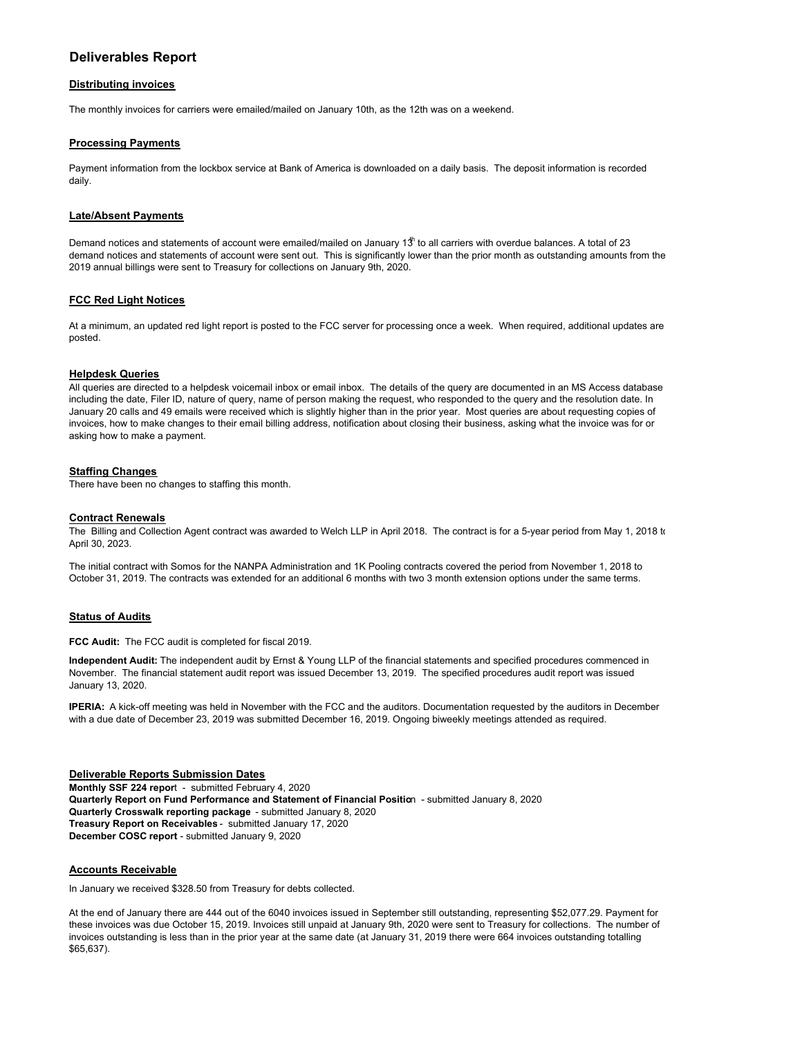# Deliverables Report

## Distributing invoices

The monthly invoices for carriers were emailed/mailed on January 10th, as the 12th was on a weekend.

## Processing Payments

Payment information from the lockbox service at Bank of America is downloaded on a daily basis. The deposit information is recorded daily.

## Late/Absent Payments

Demand notices and statements of account were emailed/mailed on January 13th to all carriers with overdue balances. A total of 23 demand notices and statements of account were sent out. This is significantly lower than the prior month as outstanding amounts from the 2019 annual billings were sent to Treasury for collections on January 9th, 2020.

## FCC Red Light Notices

At a minimum, an updated red light report is posted to the FCC server for processing once a week. When required, additional updates are posted.

## Helpdesk Queries

All queries are directed to a helpdesk voicemail inbox or email inbox. The details of the query are documented in an MS Access database including the date, Filer ID, nature of query, name of person making the request, who responded to the query and the resolution date. In January 20 calls and 49 emails were received which is slightly higher than in the prior year. Most queries are about requesting copies of invoices, how to make changes to their email billing address, notification about closing their business, asking what the invoice was for or asking how to make a payment.

## Staffing Changes

There have been no changes to staffing this month.

## Contract Renewals

The Billing and Collection Agent contract was awarded to Welch LLP in April 2018. The contract is for a 5-year period from May 1, 2018 to April 30, 2023.

The initial contract with Somos for the NANPA Administration and 1K Pooling contracts covered the period from November 1, 2018 to October 31, 2019. The contracts was extended for an additional 6 months with two 3 month extension options under the same terms.

## Status of Audits

**FCC Audit:** The FCC audit is completed for fiscal 2019.

**Independent Audit:** The independent audit by Ernst & Young LLP of the financial statements and specified procedures commenced in November. The financial statement audit report was issued December 13, 2019. The specified procedures audit report was issued January 13, 2020.

**IPERIA:** A kick-off meeting was held in November with the FCC and the auditors. Documentation requested by the auditors in December with a due date of December 23, 2019 was submitted December 16, 2019. Ongoing biweekly meetings attended as required.

## Deliverable Reports Submission Dates

**Monthly SSF 224 report** - submitted February 4, 2020
**Quarterly Report on Fund Performance and Statement of Financial Position** - submitted January 8, 2020
**Quarterly Crosswalk reporting package** - submitted January 8, 2020
**Treasury Report on Receivables** - submitted January 17, 2020
**December COSC report** - submitted January 9, 2020

## Accounts Receivable

In January we received $328.50 from Treasury for debts collected.

At the end of January there are 444 out of the 6040 invoices issued in September still outstanding, representing $52,077.29. Payment for these invoices was due October 15, 2019. Invoices still unpaid at January 9th, 2020 were sent to Treasury for collections. The number of invoices outstanding is less than in the prior year at the same date (at January 31, 2019 there were 664 invoices outstanding totalling $65,637).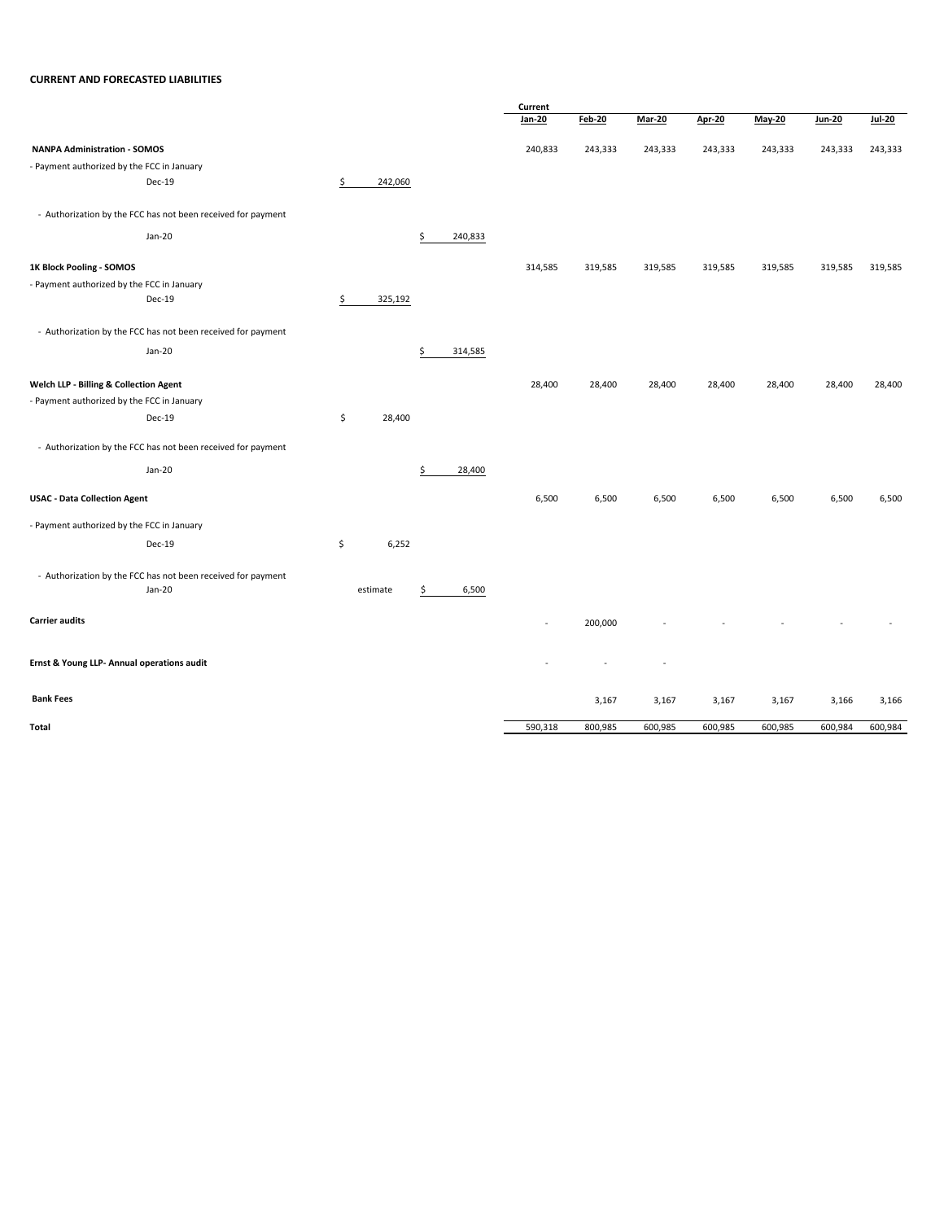**CURRENT AND FORECASTED LIABILITIES**

| | | | Current Jan-20 | Feb-20 | Mar-20 | Apr-20 | May-20 | Jun-20 | Jul-20 |
|---|---|---|---|---|---|---|---|---|---|
| **NANPA Administration - SOMOS** | | | 240,833 | 243,333 | 243,333 | 243,333 | 243,333 | 243,333 | 243,333 |
| - Payment authorized by the FCC in January | | | | | | | | | |
| Dec-19 | $ 242,060 | | | | | | | | |
| - Authorization by the FCC has not been received for payment | | | | | | | | | |
| Jan-20 | | $ 240,833 | | | | | | | |
| **1K Block Pooling - SOMOS** | | | 314,585 | 319,585 | 319,585 | 319,585 | 319,585 | 319,585 | 319,585 |
| - Payment authorized by the FCC in January | | | | | | | | | |
| Dec-19 | $ 325,192 | | | | | | | | |
| - Authorization by the FCC has not been received for payment | | | | | | | | | |
| Jan-20 | | $ 314,585 | | | | | | | |
| **Welch LLP - Billing & Collection Agent** | | | 28,400 | 28,400 | 28,400 | 28,400 | 28,400 | 28,400 | 28,400 |
| - Payment authorized by the FCC in January | | | | | | | | | |
| Dec-19 | $ 28,400 | | | | | | | | |
| - Authorization by the FCC has not been received for payment | | | | | | | | | |
| Jan-20 | | $ 28,400 | | | | | | | |
| **USAC - Data Collection Agent** | | | 6,500 | 6,500 | 6,500 | 6,500 | 6,500 | 6,500 | 6,500 |
| - Payment authorized by the FCC in January | | | | | | | | | |
| Dec-19 | $ 6,252 | | | | | | | | |
| - Authorization by the FCC has not been received for payment | | | | | | | | | |
| Jan-20 | estimate | $ 6,500 | | | | | | | |
| **Carrier audits** | | | - | 200,000 | - | - | - | - | - |
| **Ernst & Young LLP- Annual operations audit** | | | - | - | - | | | | |
| **Bank Fees** | | | | 3,167 | 3,167 | 3,167 | 3,167 | 3,166 | 3,166 |
| **Total** | | | 590,318 | 800,985 | 600,985 | 600,985 | 600,985 | 600,984 | 600,984 |